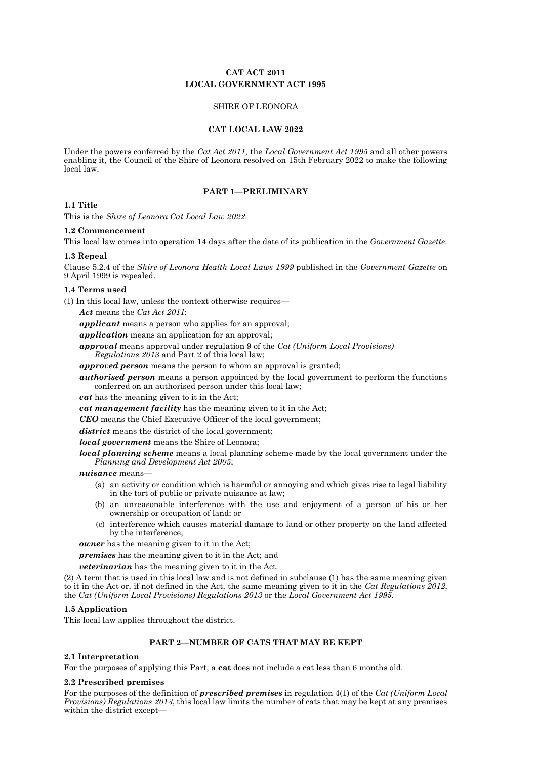**CAT ACT 2011**
**LOCAL GOVERNMENT ACT 1995**

SHIRE OF LEONORA

**CAT LOCAL LAW 2022**

Under the powers conferred by the *Cat Act 2011,* the *Local Government Act 1995* and all other powers enabling it, the Council of the Shire of Leonora resolved on 15th February 2022 to make the following local law.

## PART 1—PRELIMINARY

### 1.1 Title

This is the *Shire of Leonora Cat Local Law 2022*.

### 1.2 Commencement

This local law comes into operation 14 days after the date of its publication in the *Government Gazette*.

### 1.3 Repeal

Clause 5.2.4 of the *Shire of Leonora Health Local Laws 1999* published in the *Government Gazette* on 9 April 1999 is repealed.

### 1.4 Terms used

(1) In this local law, unless the context otherwise requires—

***Act*** means the *Cat Act 2011*;

***applicant*** means a person who applies for an approval;

***application*** means an application for an approval;

***approval*** means approval under regulation 9 of the *Cat (Uniform Local Provisions) Regulations 2013* and Part 2 of this local law;

***approved person*** means the person to whom an approval is granted;

***authorised person*** means a person appointed by the local government to perform the functions conferred on an authorised person under this local law;

***cat*** has the meaning given to it in the Act;

***cat management facility*** has the meaning given to it in the Act;

***CEO*** means the Chief Executive Officer of the local government;

***district*** means the district of the local government;

***local government*** means the Shire of Leonora;

***local planning scheme*** means a local planning scheme made by the local government under the *Planning and Development Act 2005*;

***nuisance*** means—

(a) an activity or condition which is harmful or annoying and which gives rise to legal liability in the tort of public or private nuisance at law;

(b) an unreasonable interference with the use and enjoyment of a person of his or her ownership or occupation of land; or

(c) interference which causes material damage to land or other property on the land affected by the interference;

***owner*** has the meaning given to it in the Act;

***premises*** has the meaning given to it in the Act; and

***veterinarian*** has the meaning given to it in the Act.

(2) A term that is used in this local law and is not defined in subclause (1) has the same meaning given to it in the Act or, if not defined in the Act, the same meaning given to it in the *Cat Regulations 2012*, the *Cat (Uniform Local Provisions) Regulations 2013* or the *Local Government Act 1995*.

### 1.5 Application

This local law applies throughout the district.

## PART 2—NUMBER OF CATS THAT MAY BE KEPT

### 2.1 Interpretation

For the purposes of applying this Part, a **cat** does not include a cat less than 6 months old.

### 2.2 Prescribed premises

For the purposes of the definition of ***prescribed premises*** in regulation 4(1) of the *Cat (Uniform Local Provisions) Regulations 2013*, this local law limits the number of cats that may be kept at any premises within the district except—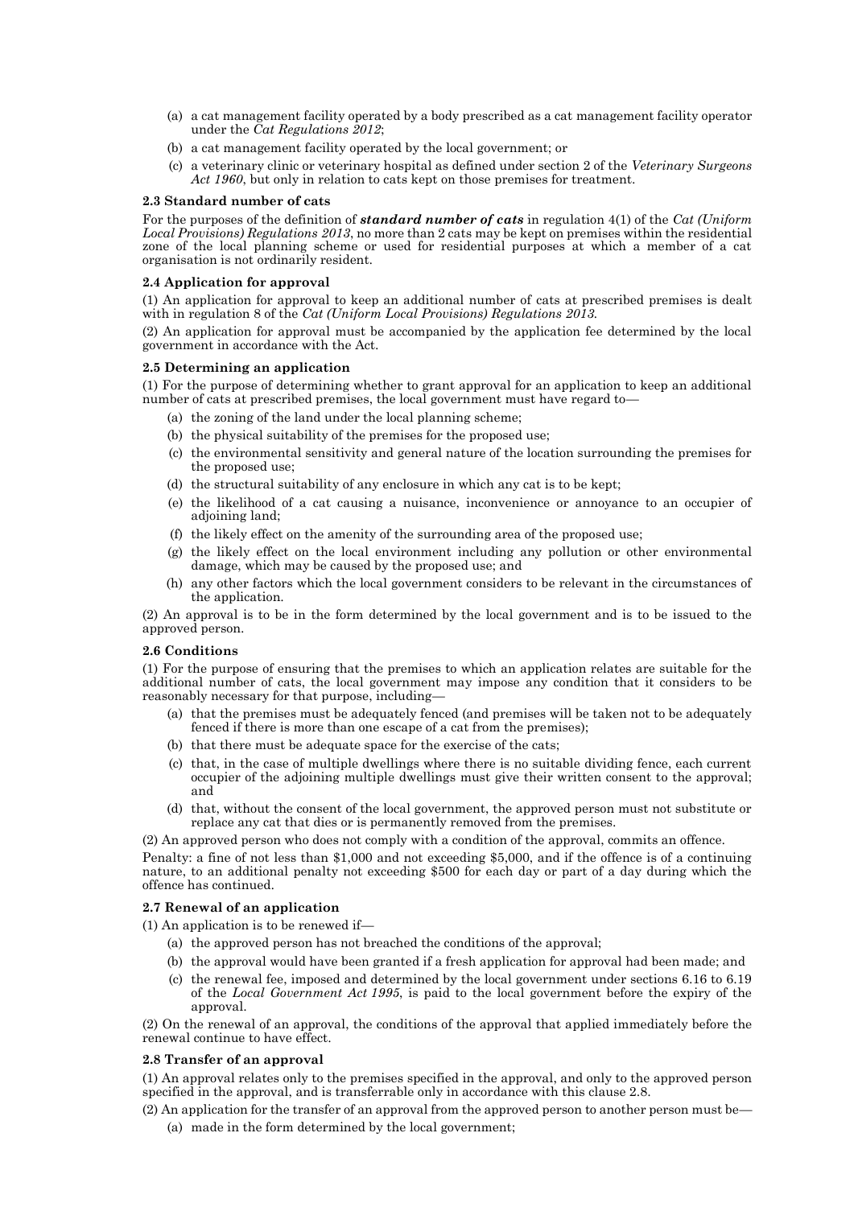(a) a cat management facility operated by a body prescribed as a cat management facility operator under the *Cat Regulations 2012*;

(b) a cat management facility operated by the local government; or

(c) a veterinary clinic or veterinary hospital as defined under section 2 of the *Veterinary Surgeons Act 1960*, but only in relation to cats kept on those premises for treatment.

### 2.3 Standard number of cats

For the purposes of the definition of ***standard number of cats*** in regulation 4(1) of the *Cat (Uniform Local Provisions) Regulations 2013*, no more than 2 cats may be kept on premises within the residential zone of the local planning scheme or used for residential purposes at which a member of a cat organisation is not ordinarily resident.

### 2.4 Application for approval

(1) An application for approval to keep an additional number of cats at prescribed premises is dealt with in regulation 8 of the *Cat (Uniform Local Provisions) Regulations 2013*.

(2) An application for approval must be accompanied by the application fee determined by the local government in accordance with the Act.

### 2.5 Determining an application

(1) For the purpose of determining whether to grant approval for an application to keep an additional number of cats at prescribed premises, the local government must have regard to—

(a) the zoning of the land under the local planning scheme;

(b) the physical suitability of the premises for the proposed use;

(c) the environmental sensitivity and general nature of the location surrounding the premises for the proposed use;

(d) the structural suitability of any enclosure in which any cat is to be kept;

(e) the likelihood of a cat causing a nuisance, inconvenience or annoyance to an occupier of adjoining land;

(f) the likely effect on the amenity of the surrounding area of the proposed use;

(g) the likely effect on the local environment including any pollution or other environmental damage, which may be caused by the proposed use; and

(h) any other factors which the local government considers to be relevant in the circumstances of the application.

(2) An approval is to be in the form determined by the local government and is to be issued to the approved person.

### 2.6 Conditions

(1) For the purpose of ensuring that the premises to which an application relates are suitable for the additional number of cats, the local government may impose any condition that it considers to be reasonably necessary for that purpose, including—

(a) that the premises must be adequately fenced (and premises will be taken not to be adequately fenced if there is more than one escape of a cat from the premises);

(b) that there must be adequate space for the exercise of the cats;

(c) that, in the case of multiple dwellings where there is no suitable dividing fence, each current occupier of the adjoining multiple dwellings must give their written consent to the approval; and

(d) that, without the consent of the local government, the approved person must not substitute or replace any cat that dies or is permanently removed from the premises.

(2) An approved person who does not comply with a condition of the approval, commits an offence.

Penalty: a fine of not less than $1,000 and not exceeding $5,000, and if the offence is of a continuing nature, to an additional penalty not exceeding $500 for each day or part of a day during which the offence has continued.

### 2.7 Renewal of an application

(1) An application is to be renewed if—

(a) the approved person has not breached the conditions of the approval;

(b) the approval would have been granted if a fresh application for approval had been made; and

(c) the renewal fee, imposed and determined by the local government under sections 6.16 to 6.19 of the *Local Government Act 1995*, is paid to the local government before the expiry of the approval.

(2) On the renewal of an approval, the conditions of the approval that applied immediately before the renewal continue to have effect.

### 2.8 Transfer of an approval

(1) An approval relates only to the premises specified in the approval, and only to the approved person specified in the approval, and is transferrable only in accordance with this clause 2.8.

(2) An application for the transfer of an approval from the approved person to another person must be—

(a) made in the form determined by the local government;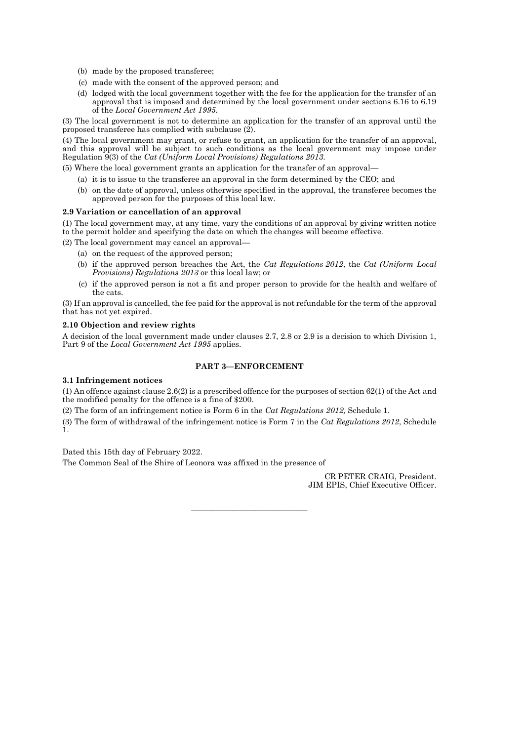(b) made by the proposed transferee;

(c) made with the consent of the approved person; and

(d) lodged with the local government together with the fee for the application for the transfer of an approval that is imposed and determined by the local government under sections 6.16 to 6.19 of the *Local Government Act 1995*.

(3) The local government is not to determine an application for the transfer of an approval until the proposed transferee has complied with subclause (2).

(4) The local government may grant, or refuse to grant, an application for the transfer of an approval, and this approval will be subject to such conditions as the local government may impose under Regulation 9(3) of the *Cat (Uniform Local Provisions) Regulations 2013*.

(5) Where the local government grants an application for the transfer of an approval—

(a) it is to issue to the transferee an approval in the form determined by the CEO; and

(b) on the date of approval, unless otherwise specified in the approval, the transferee becomes the approved person for the purposes of this local law.

**2.9 Variation or cancellation of an approval**

(1) The local government may, at any time, vary the conditions of an approval by giving written notice to the permit holder and specifying the date on which the changes will become effective.

(2) The local government may cancel an approval—

(a) on the request of the approved person;

(b) if the approved person breaches the Act, the *Cat Regulations 2012*, the *Cat (Uniform Local Provisions) Regulations 2013* or this local law; or

(c) if the approved person is not a fit and proper person to provide for the health and welfare of the cats.

(3) If an approval is cancelled, the fee paid for the approval is not refundable for the term of the approval that has not yet expired.

**2.10 Objection and review rights**

A decision of the local government made under clauses 2.7, 2.8 or 2.9 is a decision to which Division 1, Part 9 of the *Local Government Act 1995* applies.

## PART 3—ENFORCEMENT

**3.1 Infringement notices**

(1) An offence against clause 2.6(2) is a prescribed offence for the purposes of section 62(1) of the Act and the modified penalty for the offence is a fine of $200.

(2) The form of an infringement notice is Form 6 in the *Cat Regulations 2012,* Schedule 1.

(3) The form of withdrawal of the infringement notice is Form 7 in the *Cat Regulations 2012*, Schedule 1.

Dated this 15th day of February 2022.

The Common Seal of the Shire of Leonora was affixed in the presence of

CR PETER CRAIG, President.
JIM EPIS, Chief Executive Officer.

---